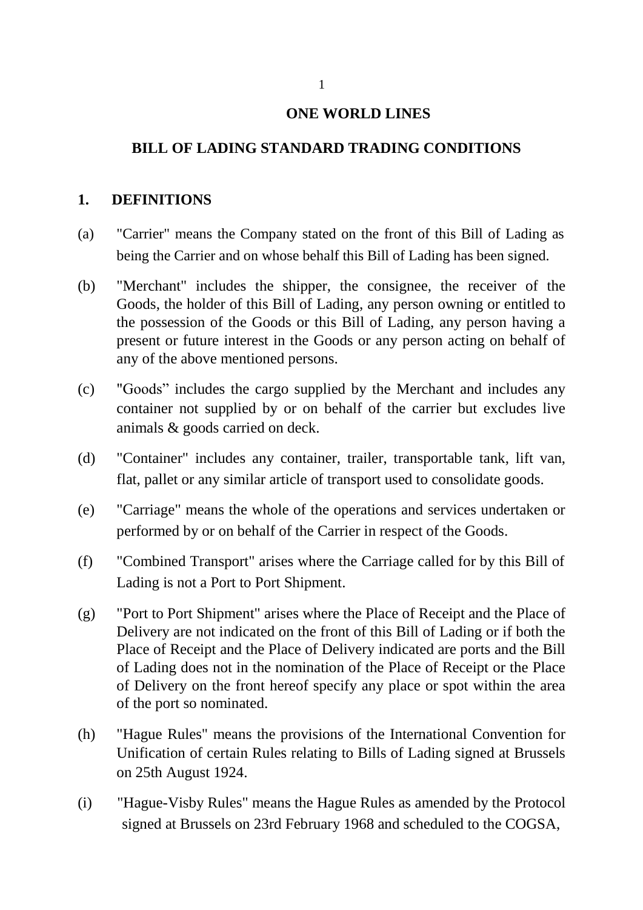# ONE WORLD LINES

## BILL OF LADING STANDARD TRADING CONDITIONS

### 1. DEFINITIONS

(a) "Carrier" means the Company stated on the front of this Bill of Lading as being the Carrier and on whose behalf this Bill of Lading has been signed.

(b) "Merchant" includes the shipper, the consignee, the receiver of the Goods, the holder of this Bill of Lading, any person owning or entitled to the possession of the Goods or this Bill of Lading, any person having a present or future interest in the Goods or any person acting on behalf of any of the above mentioned persons.

(c) "Goods" includes the cargo supplied by the Merchant and includes any container not supplied by or on behalf of the carrier but excludes live animals & goods carried on deck.

(d) "Container" includes any container, trailer, transportable tank, lift van, flat, pallet or any similar article of transport used to consolidate goods.

(e) "Carriage" means the whole of the operations and services undertaken or performed by or on behalf of the Carrier in respect of the Goods.

(f) "Combined Transport" arises where the Carriage called for by this Bill of Lading is not a Port to Port Shipment.

(g) "Port to Port Shipment" arises where the Place of Receipt and the Place of Delivery are not indicated on the front of this Bill of Lading or if both the Place of Receipt and the Place of Delivery indicated are ports and the Bill of Lading does not in the nomination of the Place of Receipt or the Place of Delivery on the front hereof specify any place or spot within the area of the port so nominated.

(h) "Hague Rules" means the provisions of the International Convention for Unification of certain Rules relating to Bills of Lading signed at Brussels on 25th August 1924.

(i) "Hague-Visby Rules" means the Hague Rules as amended by the Protocol signed at Brussels on 23rd February 1968 and scheduled to the COGSA,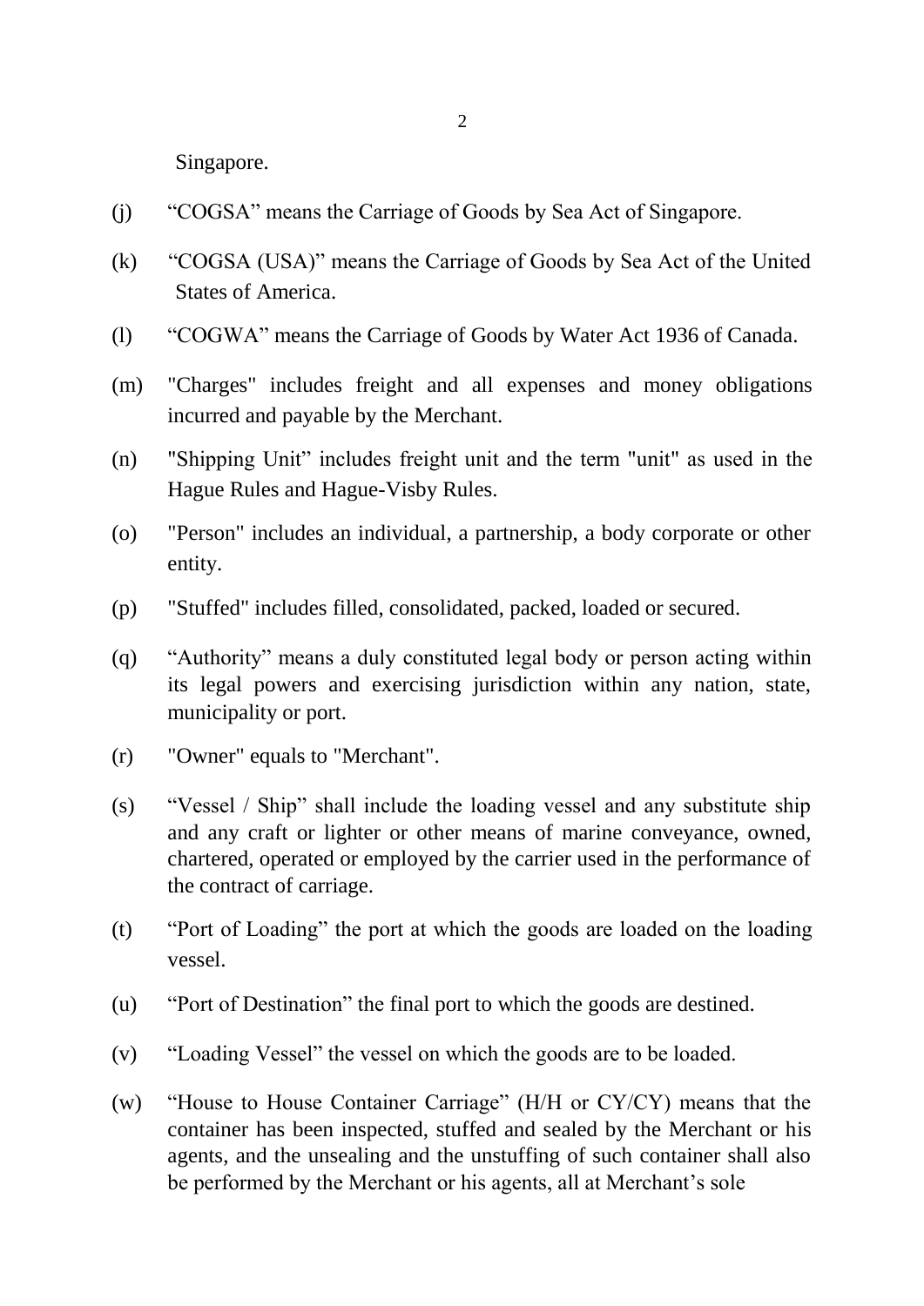Singapore.

(j) "COGSA" means the Carriage of Goods by Sea Act of Singapore.

(k) "COGSA (USA)" means the Carriage of Goods by Sea Act of the United States of America.

(l) "COGWA" means the Carriage of Goods by Water Act 1936 of Canada.

(m) "Charges" includes freight and all expenses and money obligations incurred and payable by the Merchant.

(n) "Shipping Unit" includes freight unit and the term "unit" as used in the Hague Rules and Hague-Visby Rules.

(o) "Person" includes an individual, a partnership, a body corporate or other entity.

(p) "Stuffed" includes filled, consolidated, packed, loaded or secured.

(q) "Authority" means a duly constituted legal body or person acting within its legal powers and exercising jurisdiction within any nation, state, municipality or port.

(r) "Owner" equals to "Merchant".

(s) "Vessel / Ship" shall include the loading vessel and any substitute ship and any craft or lighter or other means of marine conveyance, owned, chartered, operated or employed by the carrier used in the performance of the contract of carriage.

(t) "Port of Loading" the port at which the goods are loaded on the loading vessel.

(u) "Port of Destination" the final port to which the goods are destined.

(v) "Loading Vessel" the vessel on which the goods are to be loaded.

(w) "House to House Container Carriage" (H/H or CY/CY) means that the container has been inspected, stuffed and sealed by the Merchant or his agents, and the unsealing and the unstuffing of such container shall also be performed by the Merchant or his agents, all at Merchant's sole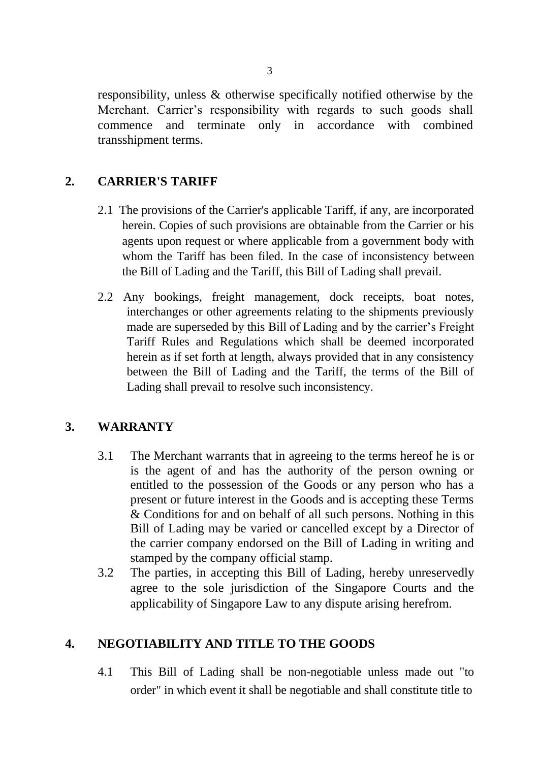responsibility, unless & otherwise specifically notified otherwise by the Merchant. Carrier's responsibility with regards to such goods shall commence and terminate only in accordance with combined transshipment terms.

## 2. CARRIER'S TARIFF

2.1 The provisions of the Carrier's applicable Tariff, if any, are incorporated herein. Copies of such provisions are obtainable from the Carrier or his agents upon request or where applicable from a government body with whom the Tariff has been filed. In the case of inconsistency between the Bill of Lading and the Tariff, this Bill of Lading shall prevail.

2.2 Any bookings, freight management, dock receipts, boat notes, interchanges or other agreements relating to the shipments previously made are superseded by this Bill of Lading and by the carrier's Freight Tariff Rules and Regulations which shall be deemed incorporated herein as if set forth at length, always provided that in any consistency between the Bill of Lading and the Tariff, the terms of the Bill of Lading shall prevail to resolve such inconsistency.

## 3. WARRANTY

3.1 The Merchant warrants that in agreeing to the terms hereof he is or is the agent of and has the authority of the person owning or entitled to the possession of the Goods or any person who has a present or future interest in the Goods and is accepting these Terms & Conditions for and on behalf of all such persons. Nothing in this Bill of Lading may be varied or cancelled except by a Director of the carrier company endorsed on the Bill of Lading in writing and stamped by the company official stamp.

3.2 The parties, in accepting this Bill of Lading, hereby unreservedly agree to the sole jurisdiction of the Singapore Courts and the applicability of Singapore Law to any dispute arising herefrom.

## 4. NEGOTIABILITY AND TITLE TO THE GOODS

4.1 This Bill of Lading shall be non-negotiable unless made out "to order" in which event it shall be negotiable and shall constitute title to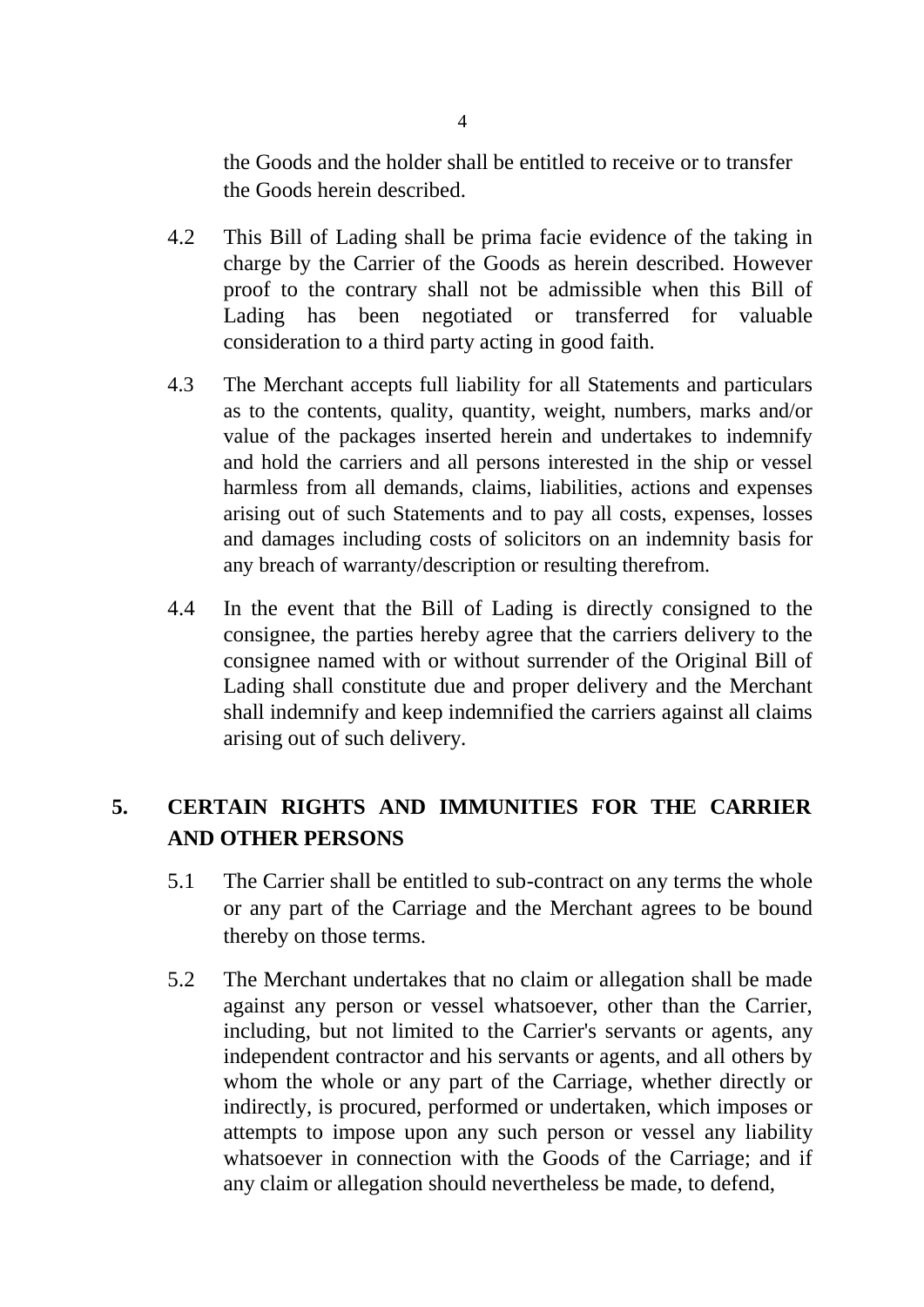the Goods and the holder shall be entitled to receive or to transfer the Goods herein described.

4.2 This Bill of Lading shall be prima facie evidence of the taking in charge by the Carrier of the Goods as herein described. However proof to the contrary shall not be admissible when this Bill of Lading has been negotiated or transferred for valuable consideration to a third party acting in good faith.

4.3 The Merchant accepts full liability for all Statements and particulars as to the contents, quality, quantity, weight, numbers, marks and/or value of the packages inserted herein and undertakes to indemnify and hold the carriers and all persons interested in the ship or vessel harmless from all demands, claims, liabilities, actions and expenses arising out of such Statements and to pay all costs, expenses, losses and damages including costs of solicitors on an indemnity basis for any breach of warranty/description or resulting therefrom.

4.4 In the event that the Bill of Lading is directly consigned to the consignee, the parties hereby agree that the carriers delivery to the consignee named with or without surrender of the Original Bill of Lading shall constitute due and proper delivery and the Merchant shall indemnify and keep indemnified the carriers against all claims arising out of such delivery.

## 5. CERTAIN RIGHTS AND IMMUNITIES FOR THE CARRIER AND OTHER PERSONS

5.1 The Carrier shall be entitled to sub-contract on any terms the whole or any part of the Carriage and the Merchant agrees to be bound thereby on those terms.

5.2 The Merchant undertakes that no claim or allegation shall be made against any person or vessel whatsoever, other than the Carrier, including, but not limited to the Carrier's servants or agents, any independent contractor and his servants or agents, and all others by whom the whole or any part of the Carriage, whether directly or indirectly, is procured, performed or undertaken, which imposes or attempts to impose upon any such person or vessel any liability whatsoever in connection with the Goods of the Carriage; and if any claim or allegation should nevertheless be made, to defend,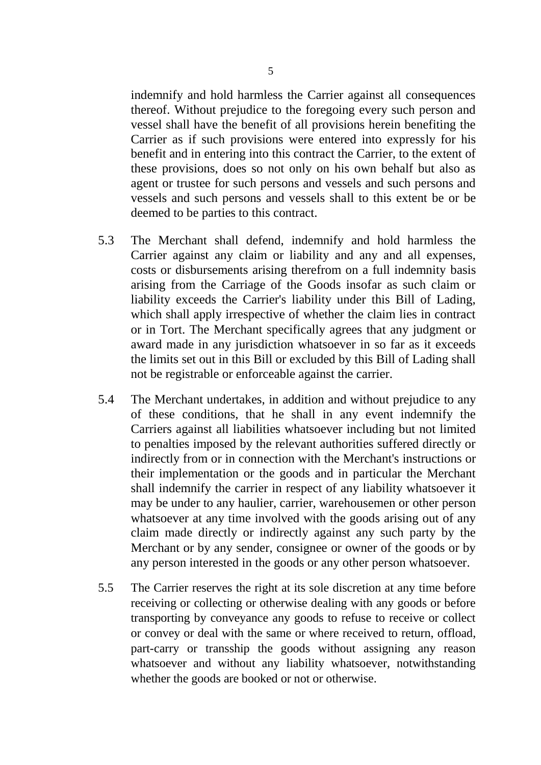indemnify and hold harmless the Carrier against all consequences thereof. Without prejudice to the foregoing every such person and vessel shall have the benefit of all provisions herein benefiting the Carrier as if such provisions were entered into expressly for his benefit and in entering into this contract the Carrier, to the extent of these provisions, does so not only on his own behalf but also as agent or trustee for such persons and vessels and such persons and vessels and such persons and vessels shall to this extent be or be deemed to be parties to this contract.

5.3 The Merchant shall defend, indemnify and hold harmless the Carrier against any claim or liability and any and all expenses, costs or disbursements arising therefrom on a full indemnity basis arising from the Carriage of the Goods insofar as such claim or liability exceeds the Carrier's liability under this Bill of Lading, which shall apply irrespective of whether the claim lies in contract or in Tort. The Merchant specifically agrees that any judgment or award made in any jurisdiction whatsoever in so far as it exceeds the limits set out in this Bill or excluded by this Bill of Lading shall not be registrable or enforceable against the carrier.

5.4 The Merchant undertakes, in addition and without prejudice to any of these conditions, that he shall in any event indemnify the Carriers against all liabilities whatsoever including but not limited to penalties imposed by the relevant authorities suffered directly or indirectly from or in connection with the Merchant's instructions or their implementation or the goods and in particular the Merchant shall indemnify the carrier in respect of any liability whatsoever it may be under to any haulier, carrier, warehousemen or other person whatsoever at any time involved with the goods arising out of any claim made directly or indirectly against any such party by the Merchant or by any sender, consignee or owner of the goods or by any person interested in the goods or any other person whatsoever.

5.5 The Carrier reserves the right at its sole discretion at any time before receiving or collecting or otherwise dealing with any goods or before transporting by conveyance any goods to refuse to receive or collect or convey or deal with the same or where received to return, offload, part-carry or transship the goods without assigning any reason whatsoever and without any liability whatsoever, notwithstanding whether the goods are booked or not or otherwise.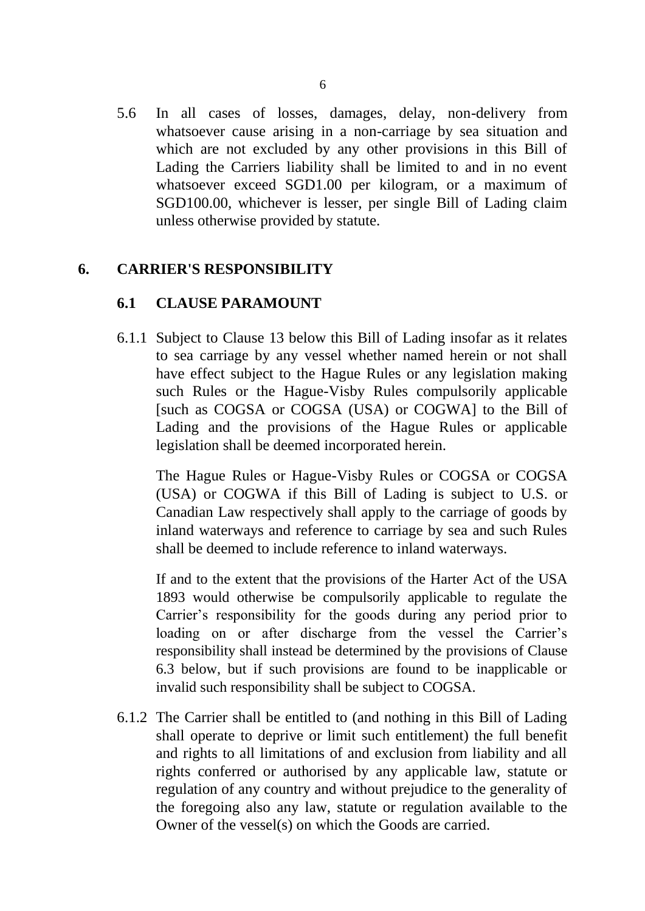5.6 In all cases of losses, damages, delay, non-delivery from whatsoever cause arising in a non-carriage by sea situation and which are not excluded by any other provisions in this Bill of Lading the Carriers liability shall be limited to and in no event whatsoever exceed SGD1.00 per kilogram, or a maximum of SGD100.00, whichever is lesser, per single Bill of Lading claim unless otherwise provided by statute.

## 6. CARRIER'S RESPONSIBILITY

### 6.1 CLAUSE PARAMOUNT

6.1.1 Subject to Clause 13 below this Bill of Lading insofar as it relates to sea carriage by any vessel whether named herein or not shall have effect subject to the Hague Rules or any legislation making such Rules or the Hague-Visby Rules compulsorily applicable [such as COGSA or COGSA (USA) or COGWA] to the Bill of Lading and the provisions of the Hague Rules or applicable legislation shall be deemed incorporated herein.

The Hague Rules or Hague-Visby Rules or COGSA or COGSA (USA) or COGWA if this Bill of Lading is subject to U.S. or Canadian Law respectively shall apply to the carriage of goods by inland waterways and reference to carriage by sea and such Rules shall be deemed to include reference to inland waterways.

If and to the extent that the provisions of the Harter Act of the USA 1893 would otherwise be compulsorily applicable to regulate the Carrier's responsibility for the goods during any period prior to loading on or after discharge from the vessel the Carrier's responsibility shall instead be determined by the provisions of Clause 6.3 below, but if such provisions are found to be inapplicable or invalid such responsibility shall be subject to COGSA.

6.1.2 The Carrier shall be entitled to (and nothing in this Bill of Lading shall operate to deprive or limit such entitlement) the full benefit and rights to all limitations of and exclusion from liability and all rights conferred or authorised by any applicable law, statute or regulation of any country and without prejudice to the generality of the foregoing also any law, statute or regulation available to the Owner of the vessel(s) on which the Goods are carried.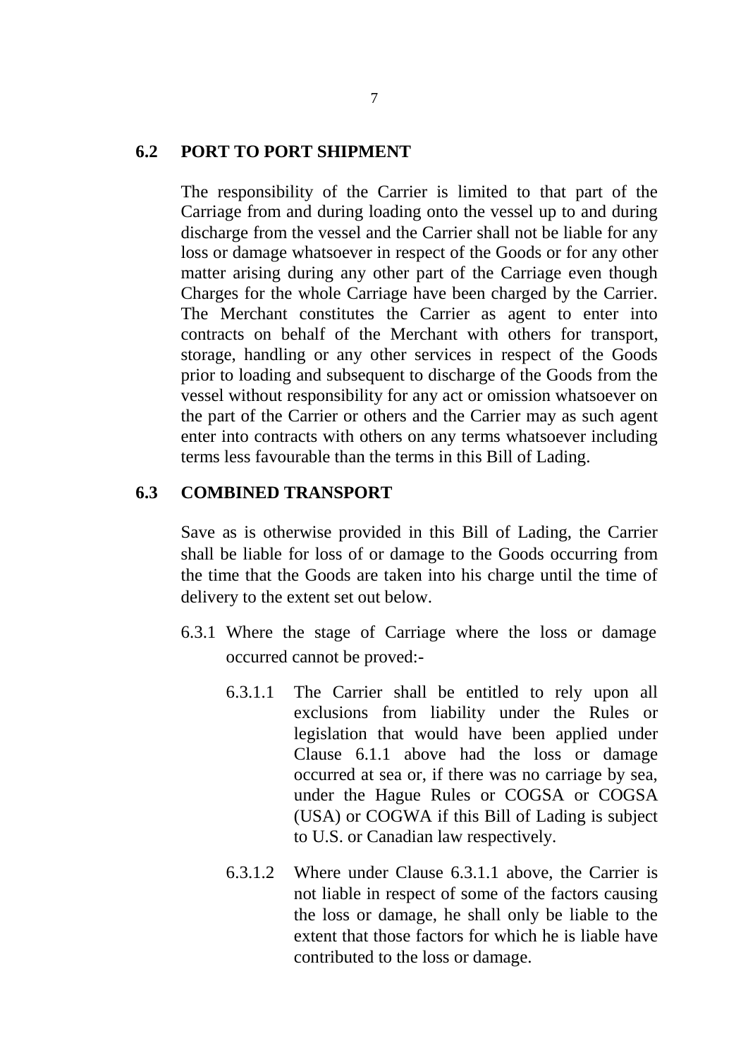## 6.2 PORT TO PORT SHIPMENT

The responsibility of the Carrier is limited to that part of the Carriage from and during loading onto the vessel up to and during discharge from the vessel and the Carrier shall not be liable for any loss or damage whatsoever in respect of the Goods or for any other matter arising during any other part of the Carriage even though Charges for the whole Carriage have been charged by the Carrier. The Merchant constitutes the Carrier as agent to enter into contracts on behalf of the Merchant with others for transport, storage, handling or any other services in respect of the Goods prior to loading and subsequent to discharge of the Goods from the vessel without responsibility for any act or omission whatsoever on the part of the Carrier or others and the Carrier may as such agent enter into contracts with others on any terms whatsoever including terms less favourable than the terms in this Bill of Lading.

## 6.3 COMBINED TRANSPORT

Save as is otherwise provided in this Bill of Lading, the Carrier shall be liable for loss of or damage to the Goods occurring from the time that the Goods are taken into his charge until the time of delivery to the extent set out below.

6.3.1 Where the stage of Carriage where the loss or damage occurred cannot be proved:-

6.3.1.1 The Carrier shall be entitled to rely upon all exclusions from liability under the Rules or legislation that would have been applied under Clause 6.1.1 above had the loss or damage occurred at sea or, if there was no carriage by sea, under the Hague Rules or COGSA or COGSA (USA) or COGWA if this Bill of Lading is subject to U.S. or Canadian law respectively.

6.3.1.2 Where under Clause 6.3.1.1 above, the Carrier is not liable in respect of some of the factors causing the loss or damage, he shall only be liable to the extent that those factors for which he is liable have contributed to the loss or damage.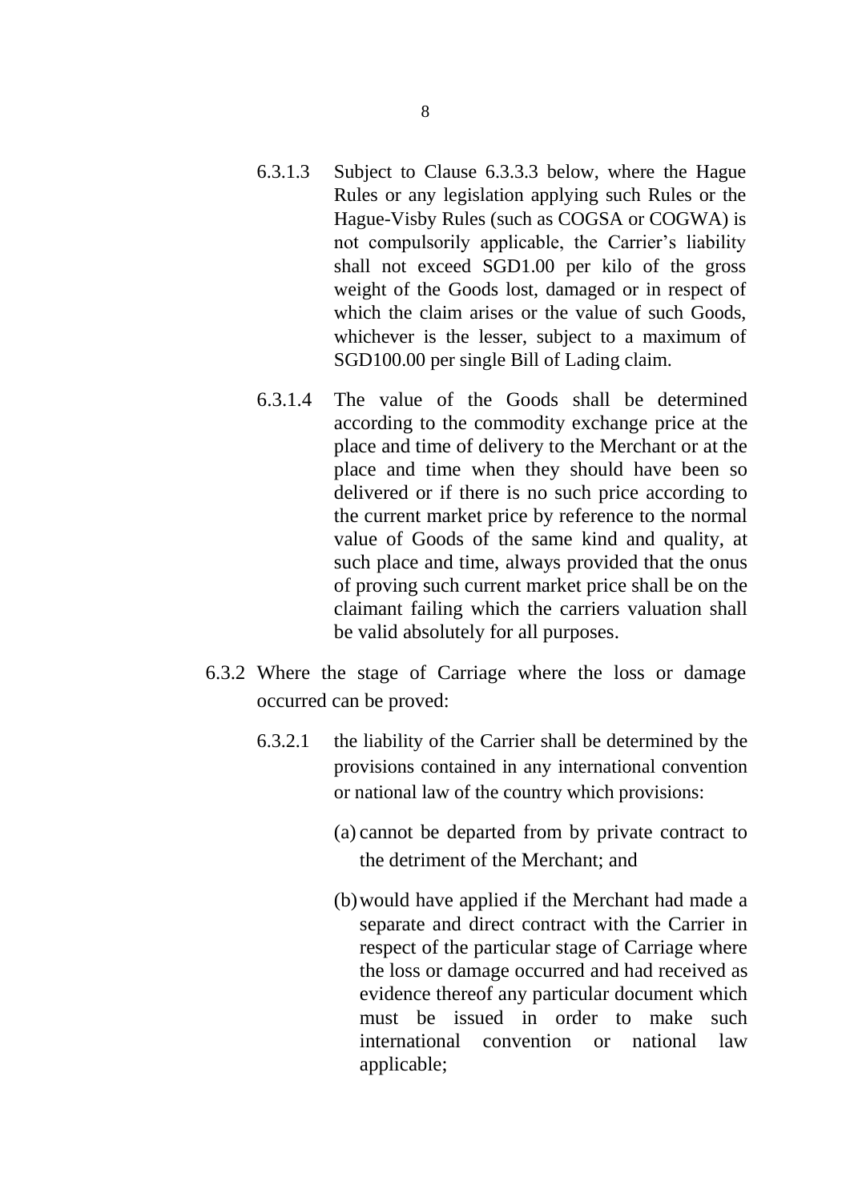6.3.1.3 Subject to Clause 6.3.3.3 below, where the Hague Rules or any legislation applying such Rules or the Hague-Visby Rules (such as COGSA or COGWA) is not compulsorily applicable, the Carrier's liability shall not exceed SGD1.00 per kilo of the gross weight of the Goods lost, damaged or in respect of which the claim arises or the value of such Goods, whichever is the lesser, subject to a maximum of SGD100.00 per single Bill of Lading claim.

6.3.1.4 The value of the Goods shall be determined according to the commodity exchange price at the place and time of delivery to the Merchant or at the place and time when they should have been so delivered or if there is no such price according to the current market price by reference to the normal value of Goods of the same kind and quality, at such place and time, always provided that the onus of proving such current market price shall be on the claimant failing which the carriers valuation shall be valid absolutely for all purposes.

6.3.2 Where the stage of Carriage where the loss or damage occurred can be proved:

6.3.2.1 the liability of the Carrier shall be determined by the provisions contained in any international convention or national law of the country which provisions:

(a) cannot be departed from by private contract to the detriment of the Merchant; and

(b) would have applied if the Merchant had made a separate and direct contract with the Carrier in respect of the particular stage of Carriage where the loss or damage occurred and had received as evidence thereof any particular document which must be issued in order to make such international convention or national law applicable;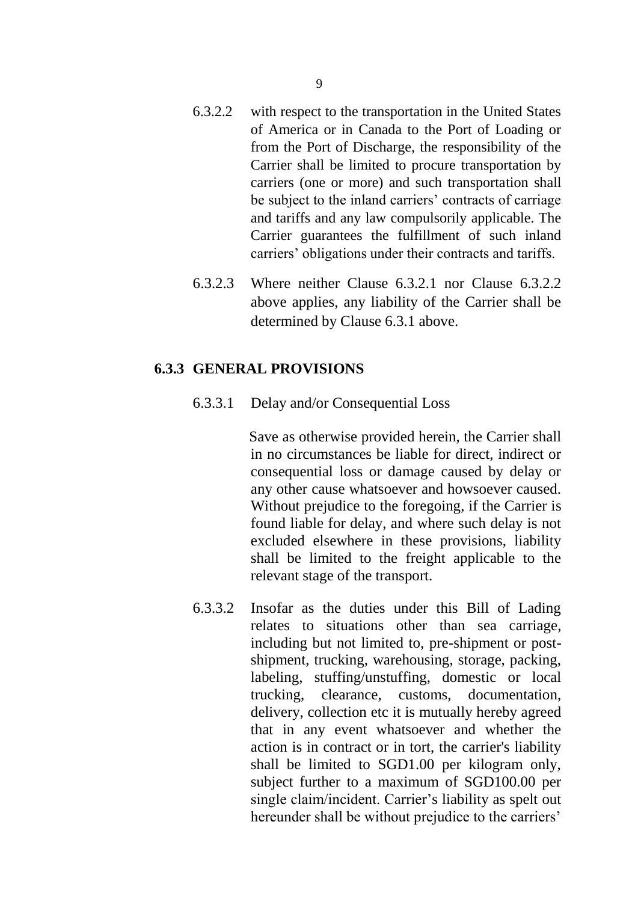6.3.2.2 with respect to the transportation in the United States of America or in Canada to the Port of Loading or from the Port of Discharge, the responsibility of the Carrier shall be limited to procure transportation by carriers (one or more) and such transportation shall be subject to the inland carriers' contracts of carriage and tariffs and any law compulsorily applicable. The Carrier guarantees the fulfillment of such inland carriers' obligations under their contracts and tariffs.

6.3.2.3 Where neither Clause 6.3.2.1 nor Clause 6.3.2.2 above applies, any liability of the Carrier shall be determined by Clause 6.3.1 above.

### 6.3.3 GENERAL PROVISIONS

6.3.3.1 Delay and/or Consequential Loss

Save as otherwise provided herein, the Carrier shall in no circumstances be liable for direct, indirect or consequential loss or damage caused by delay or any other cause whatsoever and howsoever caused. Without prejudice to the foregoing, if the Carrier is found liable for delay, and where such delay is not excluded elsewhere in these provisions, liability shall be limited to the freight applicable to the relevant stage of the transport.

6.3.3.2 Insofar as the duties under this Bill of Lading relates to situations other than sea carriage, including but not limited to, pre-shipment or post-shipment, trucking, warehousing, storage, packing, labeling, stuffing/unstuffing, domestic or local trucking, clearance, customs, documentation, delivery, collection etc it is mutually hereby agreed that in any event whatsoever and whether the action is in contract or in tort, the carrier's liability shall be limited to SGD1.00 per kilogram only, subject further to a maximum of SGD100.00 per single claim/incident. Carrier's liability as spelt out hereunder shall be without prejudice to the carriers'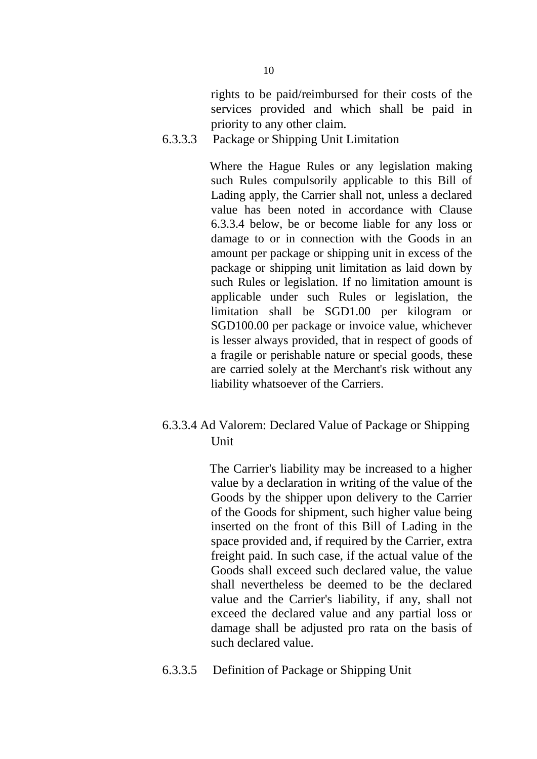rights to be paid/reimbursed for their costs of the services provided and which shall be paid in priority to any other claim.

6.3.3.3 Package or Shipping Unit Limitation

Where the Hague Rules or any legislation making such Rules compulsorily applicable to this Bill of Lading apply, the Carrier shall not, unless a declared value has been noted in accordance with Clause 6.3.3.4 below, be or become liable for any loss or damage to or in connection with the Goods in an amount per package or shipping unit in excess of the package or shipping unit limitation as laid down by such Rules or legislation. If no limitation amount is applicable under such Rules or legislation, the limitation shall be SGD1.00 per kilogram or SGD100.00 per package or invoice value, whichever is lesser always provided, that in respect of goods of a fragile or perishable nature or special goods, these are carried solely at the Merchant's risk without any liability whatsoever of the Carriers.

6.3.3.4 Ad Valorem: Declared Value of Package or Shipping Unit

The Carrier's liability may be increased to a higher value by a declaration in writing of the value of the Goods by the shipper upon delivery to the Carrier of the Goods for shipment, such higher value being inserted on the front of this Bill of Lading in the space provided and, if required by the Carrier, extra freight paid. In such case, if the actual value of the Goods shall exceed such declared value, the value shall nevertheless be deemed to be the declared value and the Carrier's liability, if any, shall not exceed the declared value and any partial loss or damage shall be adjusted pro rata on the basis of such declared value.

6.3.3.5 Definition of Package or Shipping Unit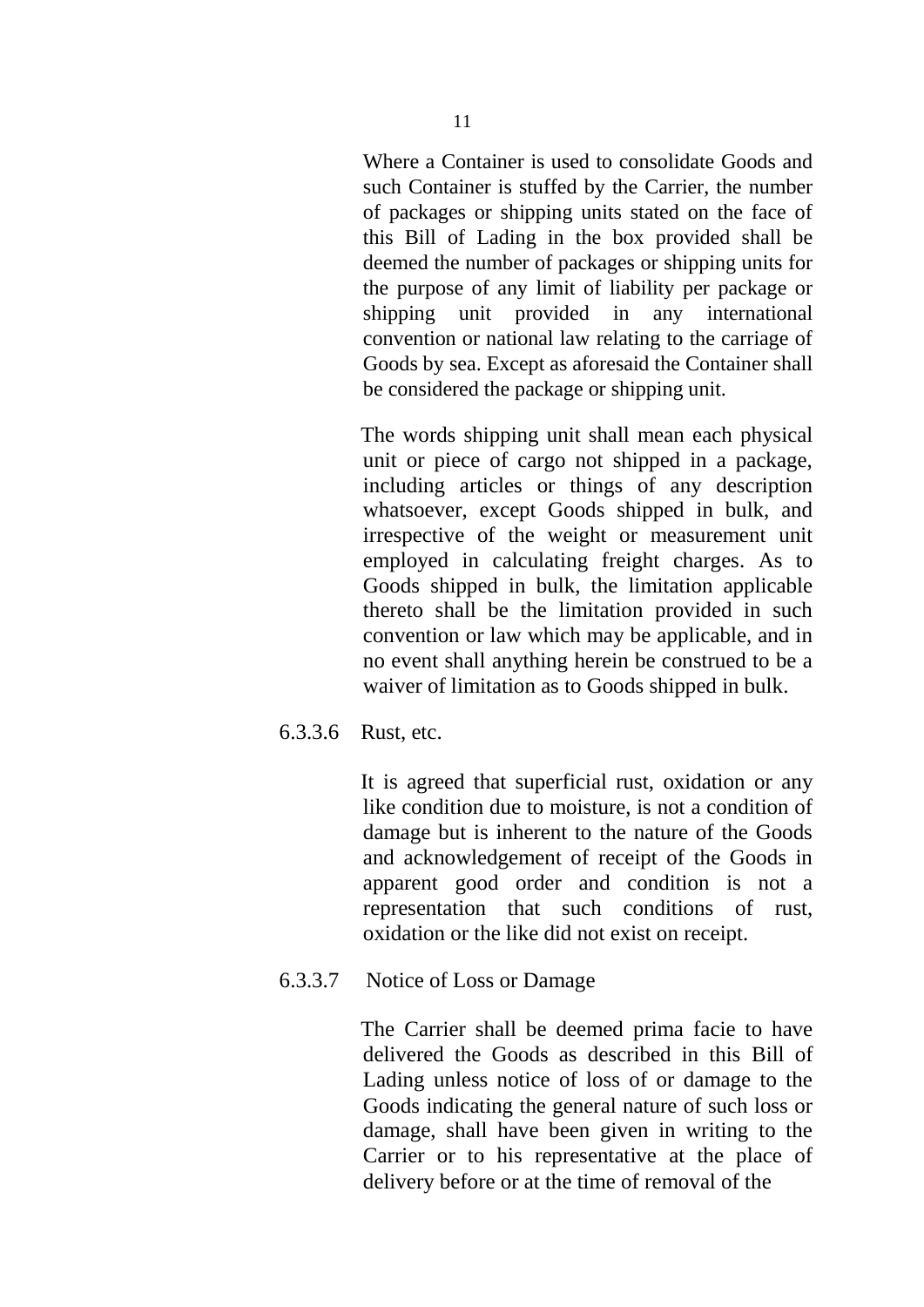Where a Container is used to consolidate Goods and such Container is stuffed by the Carrier, the number of packages or shipping units stated on the face of this Bill of Lading in the box provided shall be deemed the number of packages or shipping units for the purpose of any limit of liability per package or shipping unit provided in any international convention or national law relating to the carriage of Goods by sea. Except as aforesaid the Container shall be considered the package or shipping unit.

The words shipping unit shall mean each physical unit or piece of cargo not shipped in a package, including articles or things of any description whatsoever, except Goods shipped in bulk, and irrespective of the weight or measurement unit employed in calculating freight charges. As to Goods shipped in bulk, the limitation applicable thereto shall be the limitation provided in such convention or law which may be applicable, and in no event shall anything herein be construed to be a waiver of limitation as to Goods shipped in bulk.

6.3.3.6 Rust, etc.

It is agreed that superficial rust, oxidation or any like condition due to moisture, is not a condition of damage but is inherent to the nature of the Goods and acknowledgement of receipt of the Goods in apparent good order and condition is not a representation that such conditions of rust, oxidation or the like did not exist on receipt.

6.3.3.7 Notice of Loss or Damage

The Carrier shall be deemed prima facie to have delivered the Goods as described in this Bill of Lading unless notice of loss of or damage to the Goods indicating the general nature of such loss or damage, shall have been given in writing to the Carrier or to his representative at the place of delivery before or at the time of removal of the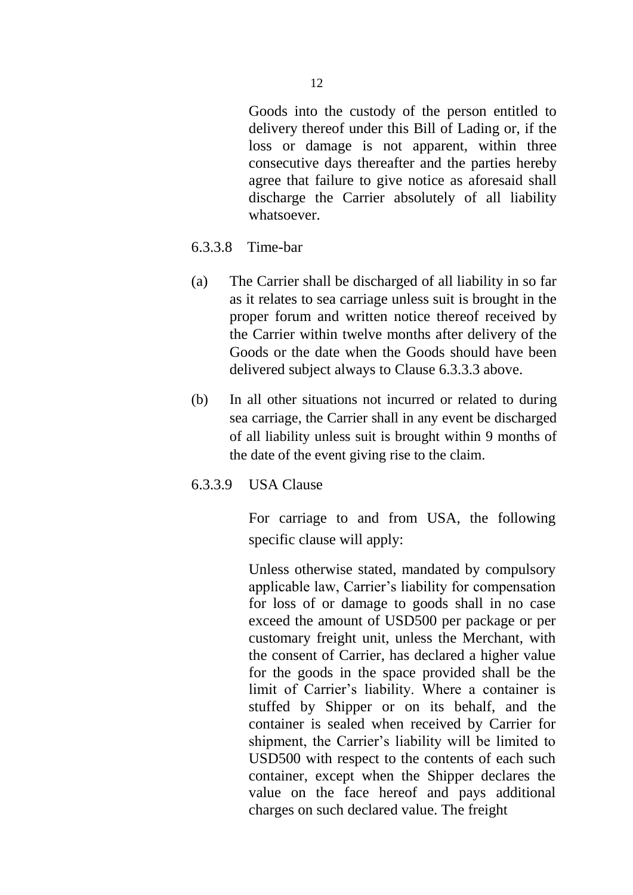Goods into the custody of the person entitled to delivery thereof under this Bill of Lading or, if the loss or damage is not apparent, within three consecutive days thereafter and the parties hereby agree that failure to give notice as aforesaid shall discharge the Carrier absolutely of all liability whatsoever.

6.3.3.8 Time-bar

(a) The Carrier shall be discharged of all liability in so far as it relates to sea carriage unless suit is brought in the proper forum and written notice thereof received by the Carrier within twelve months after delivery of the Goods or the date when the Goods should have been delivered subject always to Clause 6.3.3.3 above.

(b) In all other situations not incurred or related to during sea carriage, the Carrier shall in any event be discharged of all liability unless suit is brought within 9 months of the date of the event giving rise to the claim.

6.3.3.9 USA Clause

For carriage to and from USA, the following specific clause will apply:

Unless otherwise stated, mandated by compulsory applicable law, Carrier's liability for compensation for loss of or damage to goods shall in no case exceed the amount of USD500 per package or per customary freight unit, unless the Merchant, with the consent of Carrier, has declared a higher value for the goods in the space provided shall be the limit of Carrier's liability. Where a container is stuffed by Shipper or on its behalf, and the container is sealed when received by Carrier for shipment, the Carrier's liability will be limited to USD500 with respect to the contents of each such container, except when the Shipper declares the value on the face hereof and pays additional charges on such declared value. The freight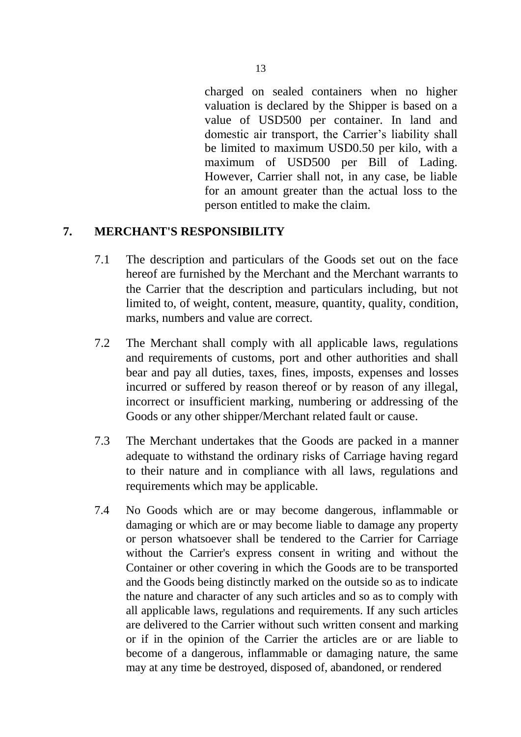charged on sealed containers when no higher valuation is declared by the Shipper is based on a value of USD500 per container. In land and domestic air transport, the Carrier's liability shall be limited to maximum USD0.50 per kilo, with a maximum of USD500 per Bill of Lading. However, Carrier shall not, in any case, be liable for an amount greater than the actual loss to the person entitled to make the claim.

## 7. MERCHANT'S RESPONSIBILITY

7.1 The description and particulars of the Goods set out on the face hereof are furnished by the Merchant and the Merchant warrants to the Carrier that the description and particulars including, but not limited to, of weight, content, measure, quantity, quality, condition, marks, numbers and value are correct.

7.2 The Merchant shall comply with all applicable laws, regulations and requirements of customs, port and other authorities and shall bear and pay all duties, taxes, fines, imposts, expenses and losses incurred or suffered by reason thereof or by reason of any illegal, incorrect or insufficient marking, numbering or addressing of the Goods or any other shipper/Merchant related fault or cause.

7.3 The Merchant undertakes that the Goods are packed in a manner adequate to withstand the ordinary risks of Carriage having regard to their nature and in compliance with all laws, regulations and requirements which may be applicable.

7.4 No Goods which are or may become dangerous, inflammable or damaging or which are or may become liable to damage any property or person whatsoever shall be tendered to the Carrier for Carriage without the Carrier's express consent in writing and without the Container or other covering in which the Goods are to be transported and the Goods being distinctly marked on the outside so as to indicate the nature and character of any such articles and so as to comply with all applicable laws, regulations and requirements. If any such articles are delivered to the Carrier without such written consent and marking or if in the opinion of the Carrier the articles are or are liable to become of a dangerous, inflammable or damaging nature, the same may at any time be destroyed, disposed of, abandoned, or rendered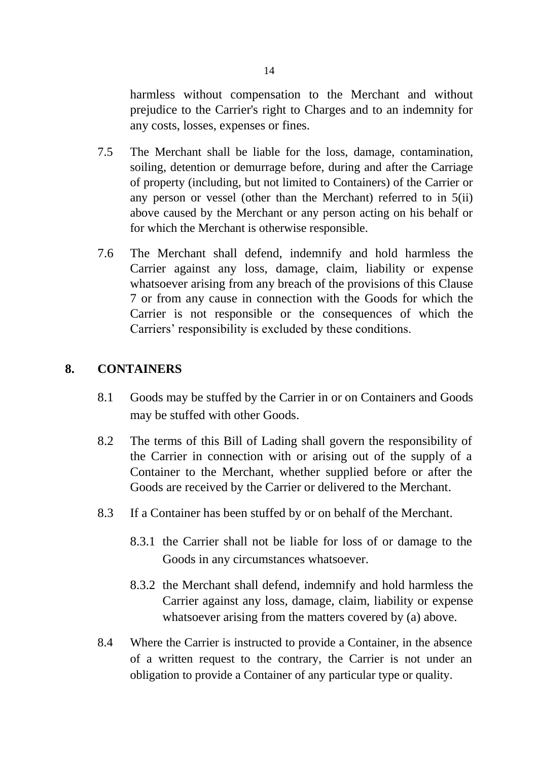harmless without compensation to the Merchant and without prejudice to the Carrier's right to Charges and to an indemnity for any costs, losses, expenses or fines.

7.5 The Merchant shall be liable for the loss, damage, contamination, soiling, detention or demurrage before, during and after the Carriage of property (including, but not limited to Containers) of the Carrier or any person or vessel (other than the Merchant) referred to in 5(ii) above caused by the Merchant or any person acting on his behalf or for which the Merchant is otherwise responsible.

7.6 The Merchant shall defend, indemnify and hold harmless the Carrier against any loss, damage, claim, liability or expense whatsoever arising from any breach of the provisions of this Clause 7 or from any cause in connection with the Goods for which the Carrier is not responsible or the consequences of which the Carriers' responsibility is excluded by these conditions.

## 8. CONTAINERS

8.1 Goods may be stuffed by the Carrier in or on Containers and Goods may be stuffed with other Goods.

8.2 The terms of this Bill of Lading shall govern the responsibility of the Carrier in connection with or arising out of the supply of a Container to the Merchant, whether supplied before or after the Goods are received by the Carrier or delivered to the Merchant.

8.3 If a Container has been stuffed by or on behalf of the Merchant.

8.3.1 the Carrier shall not be liable for loss of or damage to the Goods in any circumstances whatsoever.

8.3.2 the Merchant shall defend, indemnify and hold harmless the Carrier against any loss, damage, claim, liability or expense whatsoever arising from the matters covered by (a) above.

8.4 Where the Carrier is instructed to provide a Container, in the absence of a written request to the contrary, the Carrier is not under an obligation to provide a Container of any particular type or quality.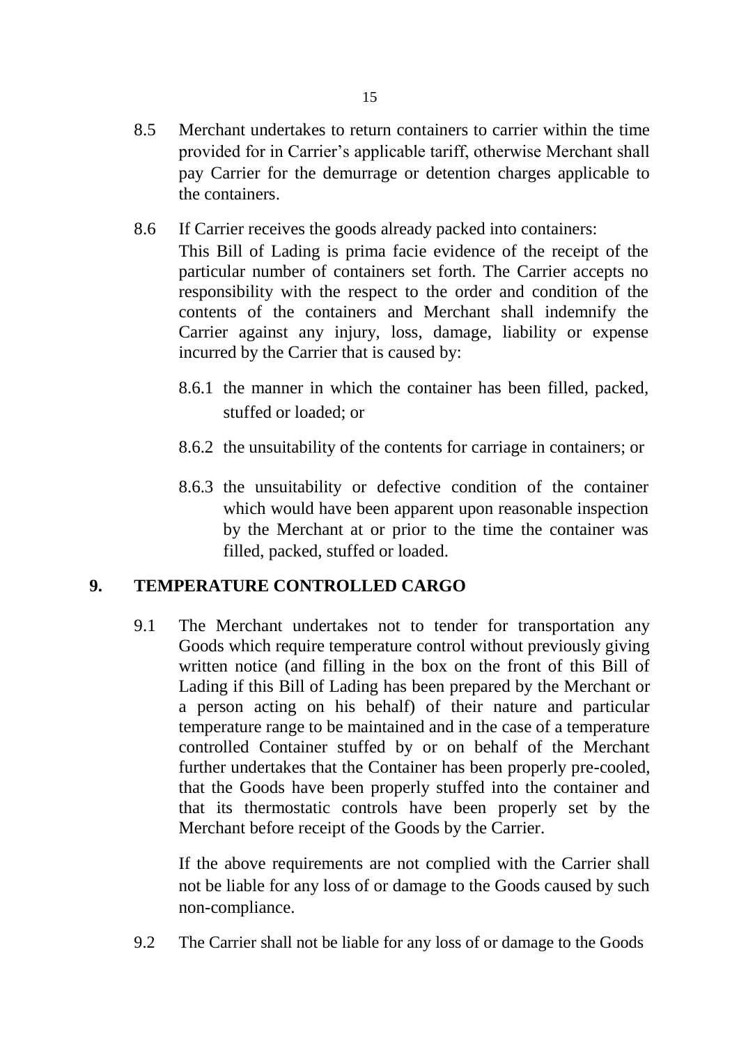8.5 Merchant undertakes to return containers to carrier within the time provided for in Carrier's applicable tariff, otherwise Merchant shall pay Carrier for the demurrage or detention charges applicable to the containers.

8.6 If Carrier receives the goods already packed into containers:
This Bill of Lading is prima facie evidence of the receipt of the particular number of containers set forth. The Carrier accepts no responsibility with the respect to the order and condition of the contents of the containers and Merchant shall indemnify the Carrier against any injury, loss, damage, liability or expense incurred by the Carrier that is caused by:

8.6.1 the manner in which the container has been filled, packed, stuffed or loaded; or

8.6.2 the unsuitability of the contents for carriage in containers; or

8.6.3 the unsuitability or defective condition of the container which would have been apparent upon reasonable inspection by the Merchant at or prior to the time the container was filled, packed, stuffed or loaded.

## 9. TEMPERATURE CONTROLLED CARGO

9.1 The Merchant undertakes not to tender for transportation any Goods which require temperature control without previously giving written notice (and filling in the box on the front of this Bill of Lading if this Bill of Lading has been prepared by the Merchant or a person acting on his behalf) of their nature and particular temperature range to be maintained and in the case of a temperature controlled Container stuffed by or on behalf of the Merchant further undertakes that the Container has been properly pre-cooled, that the Goods have been properly stuffed into the container and that its thermostatic controls have been properly set by the Merchant before receipt of the Goods by the Carrier.

If the above requirements are not complied with the Carrier shall not be liable for any loss of or damage to the Goods caused by such non-compliance.

9.2 The Carrier shall not be liable for any loss of or damage to the Goods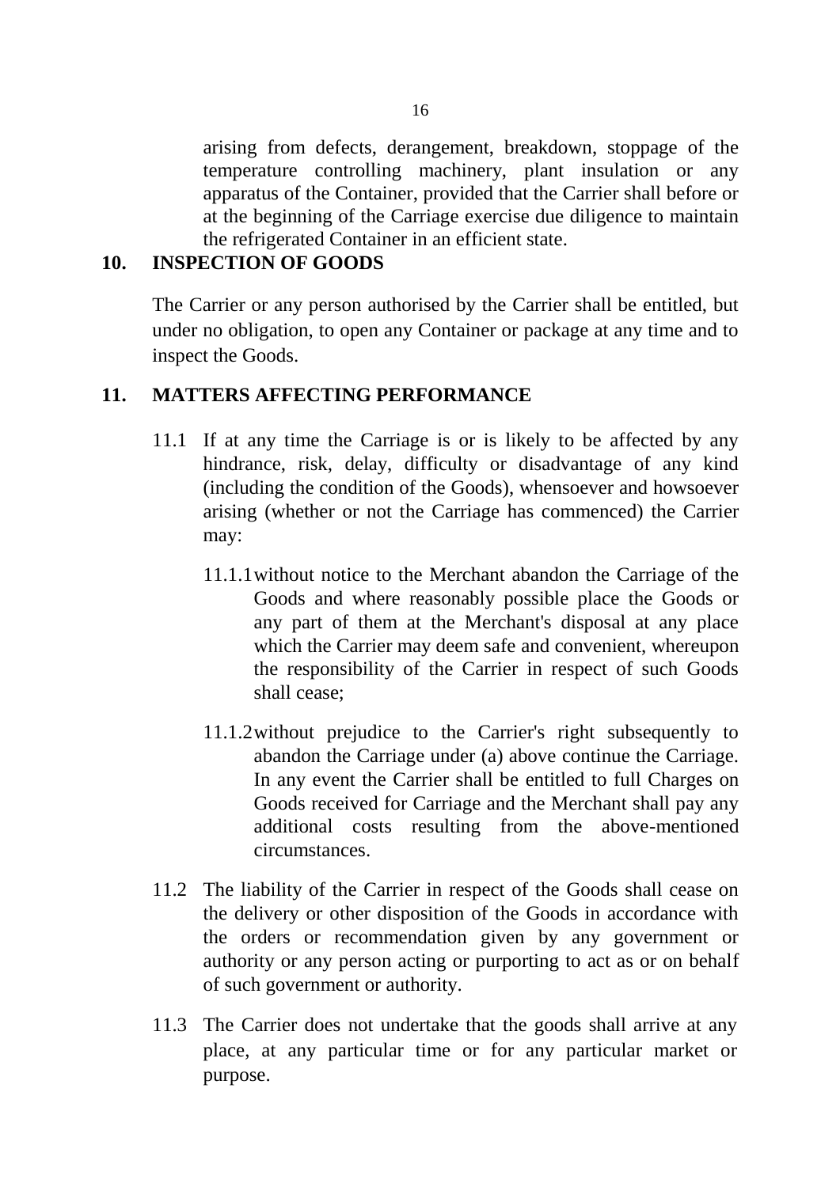arising from defects, derangement, breakdown, stoppage of the temperature controlling machinery, plant insulation or any apparatus of the Container, provided that the Carrier shall before or at the beginning of the Carriage exercise due diligence to maintain the refrigerated Container in an efficient state.

## 10. INSPECTION OF GOODS

The Carrier or any person authorised by the Carrier shall be entitled, but under no obligation, to open any Container or package at any time and to inspect the Goods.

## 11. MATTERS AFFECTING PERFORMANCE

11.1 If at any time the Carriage is or is likely to be affected by any hindrance, risk, delay, difficulty or disadvantage of any kind (including the condition of the Goods), whensoever and howsoever arising (whether or not the Carriage has commenced) the Carrier may:

11.1.1 without notice to the Merchant abandon the Carriage of the Goods and where reasonably possible place the Goods or any part of them at the Merchant's disposal at any place which the Carrier may deem safe and convenient, whereupon the responsibility of the Carrier in respect of such Goods shall cease;

11.1.2 without prejudice to the Carrier's right subsequently to abandon the Carriage under (a) above continue the Carriage. In any event the Carrier shall be entitled to full Charges on Goods received for Carriage and the Merchant shall pay any additional costs resulting from the above-mentioned circumstances.

11.2 The liability of the Carrier in respect of the Goods shall cease on the delivery or other disposition of the Goods in accordance with the orders or recommendation given by any government or authority or any person acting or purporting to act as or on behalf of such government or authority.

11.3 The Carrier does not undertake that the goods shall arrive at any place, at any particular time or for any particular market or purpose.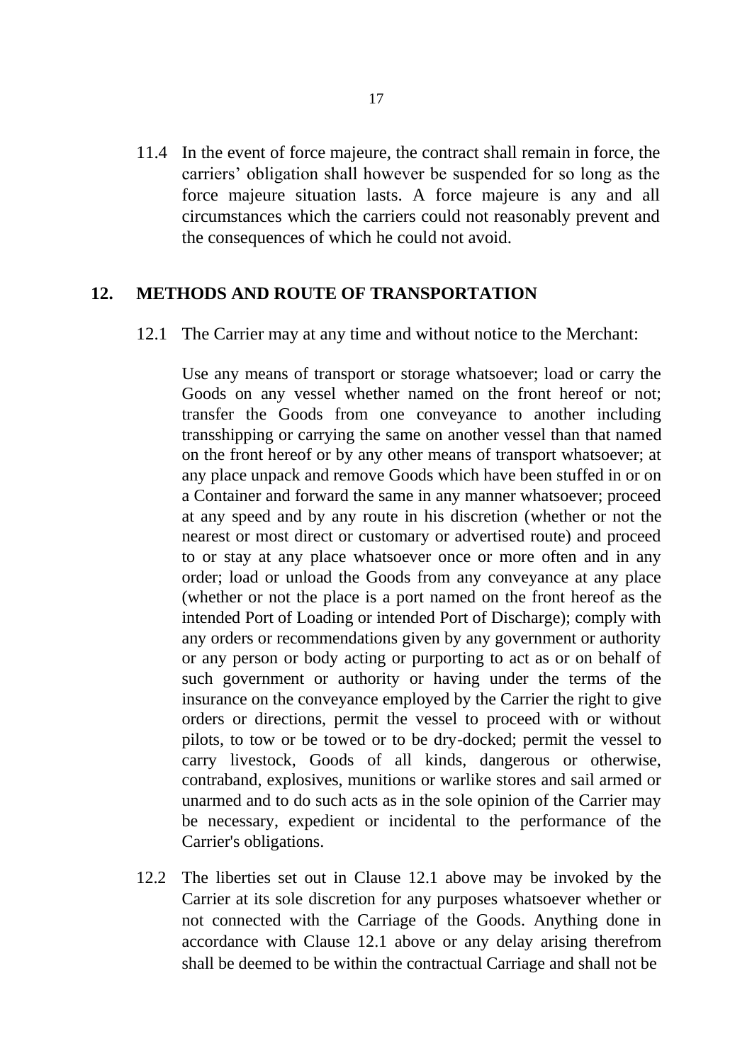11.4 In the event of force majeure, the contract shall remain in force, the carriers' obligation shall however be suspended for so long as the force majeure situation lasts. A force majeure is any and all circumstances which the carriers could not reasonably prevent and the consequences of which he could not avoid.

## 12. METHODS AND ROUTE OF TRANSPORTATION

12.1 The Carrier may at any time and without notice to the Merchant:

Use any means of transport or storage whatsoever; load or carry the Goods on any vessel whether named on the front hereof or not; transfer the Goods from one conveyance to another including transshipping or carrying the same on another vessel than that named on the front hereof or by any other means of transport whatsoever; at any place unpack and remove Goods which have been stuffed in or on a Container and forward the same in any manner whatsoever; proceed at any speed and by any route in his discretion (whether or not the nearest or most direct or customary or advertised route) and proceed to or stay at any place whatsoever once or more often and in any order; load or unload the Goods from any conveyance at any place (whether or not the place is a port named on the front hereof as the intended Port of Loading or intended Port of Discharge); comply with any orders or recommendations given by any government or authority or any person or body acting or purporting to act as or on behalf of such government or authority or having under the terms of the insurance on the conveyance employed by the Carrier the right to give orders or directions, permit the vessel to proceed with or without pilots, to tow or be towed or to be dry-docked; permit the vessel to carry livestock, Goods of all kinds, dangerous or otherwise, contraband, explosives, munitions or warlike stores and sail armed or unarmed and to do such acts as in the sole opinion of the Carrier may be necessary, expedient or incidental to the performance of the Carrier's obligations.

12.2 The liberties set out in Clause 12.1 above may be invoked by the Carrier at its sole discretion for any purposes whatsoever whether or not connected with the Carriage of the Goods. Anything done in accordance with Clause 12.1 above or any delay arising therefrom shall be deemed to be within the contractual Carriage and shall not be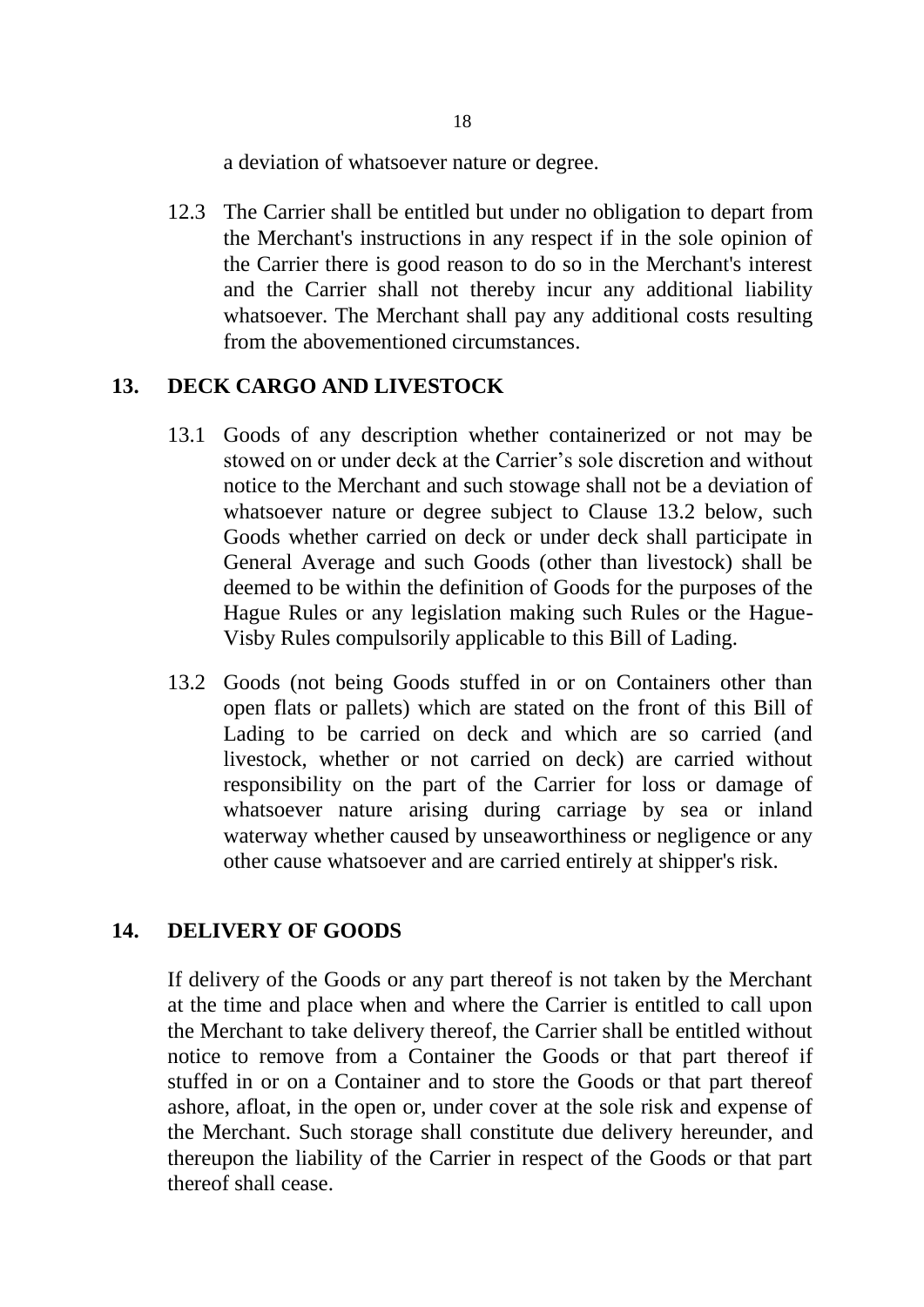a deviation of whatsoever nature or degree.

12.3 The Carrier shall be entitled but under no obligation to depart from the Merchant's instructions in any respect if in the sole opinion of the Carrier there is good reason to do so in the Merchant's interest and the Carrier shall not thereby incur any additional liability whatsoever. The Merchant shall pay any additional costs resulting from the abovementioned circumstances.

## 13. DECK CARGO AND LIVESTOCK

13.1 Goods of any description whether containerized or not may be stowed on or under deck at the Carrier's sole discretion and without notice to the Merchant and such stowage shall not be a deviation of whatsoever nature or degree subject to Clause 13.2 below, such Goods whether carried on deck or under deck shall participate in General Average and such Goods (other than livestock) shall be deemed to be within the definition of Goods for the purposes of the Hague Rules or any legislation making such Rules or the Hague-Visby Rules compulsorily applicable to this Bill of Lading.

13.2 Goods (not being Goods stuffed in or on Containers other than open flats or pallets) which are stated on the front of this Bill of Lading to be carried on deck and which are so carried (and livestock, whether or not carried on deck) are carried without responsibility on the part of the Carrier for loss or damage of whatsoever nature arising during carriage by sea or inland waterway whether caused by unseaworthiness or negligence or any other cause whatsoever and are carried entirely at shipper's risk.

## 14. DELIVERY OF GOODS

If delivery of the Goods or any part thereof is not taken by the Merchant at the time and place when and where the Carrier is entitled to call upon the Merchant to take delivery thereof, the Carrier shall be entitled without notice to remove from a Container the Goods or that part thereof if stuffed in or on a Container and to store the Goods or that part thereof ashore, afloat, in the open or, under cover at the sole risk and expense of the Merchant. Such storage shall constitute due delivery hereunder, and thereupon the liability of the Carrier in respect of the Goods or that part thereof shall cease.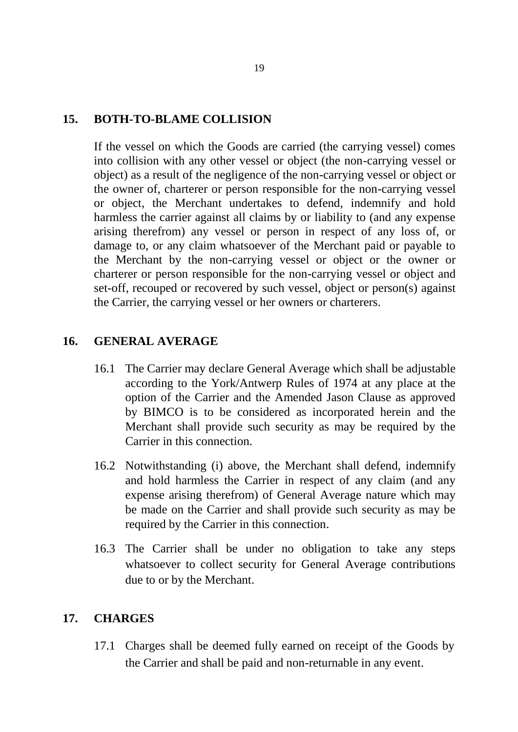## 15. BOTH-TO-BLAME COLLISION

If the vessel on which the Goods are carried (the carrying vessel) comes into collision with any other vessel or object (the non-carrying vessel or object) as a result of the negligence of the non-carrying vessel or object or the owner of, charterer or person responsible for the non-carrying vessel or object, the Merchant undertakes to defend, indemnify and hold harmless the carrier against all claims by or liability to (and any expense arising therefrom) any vessel or person in respect of any loss of, or damage to, or any claim whatsoever of the Merchant paid or payable to the Merchant by the non-carrying vessel or object or the owner or charterer or person responsible for the non-carrying vessel or object and set-off, recouped or recovered by such vessel, object or person(s) against the Carrier, the carrying vessel or her owners or charterers.

## 16. GENERAL AVERAGE

16.1 The Carrier may declare General Average which shall be adjustable according to the York/Antwerp Rules of 1974 at any place at the option of the Carrier and the Amended Jason Clause as approved by BIMCO is to be considered as incorporated herein and the Merchant shall provide such security as may be required by the Carrier in this connection.

16.2 Notwithstanding (i) above, the Merchant shall defend, indemnify and hold harmless the Carrier in respect of any claim (and any expense arising therefrom) of General Average nature which may be made on the Carrier and shall provide such security as may be required by the Carrier in this connection.

16.3 The Carrier shall be under no obligation to take any steps whatsoever to collect security for General Average contributions due to or by the Merchant.

## 17. CHARGES

17.1 Charges shall be deemed fully earned on receipt of the Goods by the Carrier and shall be paid and non-returnable in any event.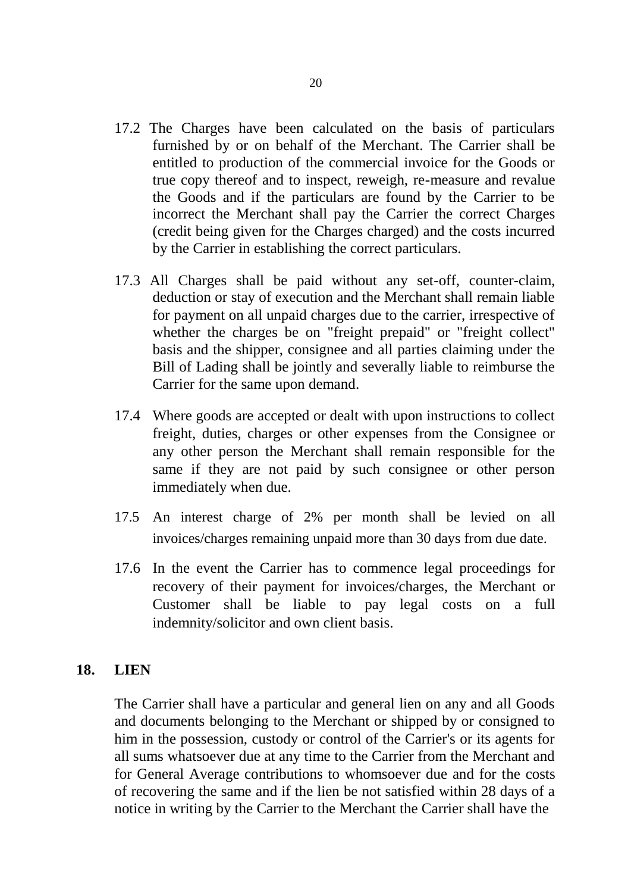17.2 The Charges have been calculated on the basis of particulars furnished by or on behalf of the Merchant. The Carrier shall be entitled to production of the commercial invoice for the Goods or true copy thereof and to inspect, reweigh, re-measure and revalue the Goods and if the particulars are found by the Carrier to be incorrect the Merchant shall pay the Carrier the correct Charges (credit being given for the Charges charged) and the costs incurred by the Carrier in establishing the correct particulars.

17.3 All Charges shall be paid without any set-off, counter-claim, deduction or stay of execution and the Merchant shall remain liable for payment on all unpaid charges due to the carrier, irrespective of whether the charges be on "freight prepaid" or "freight collect" basis and the shipper, consignee and all parties claiming under the Bill of Lading shall be jointly and severally liable to reimburse the Carrier for the same upon demand.

17.4 Where goods are accepted or dealt with upon instructions to collect freight, duties, charges or other expenses from the Consignee or any other person the Merchant shall remain responsible for the same if they are not paid by such consignee or other person immediately when due.

17.5 An interest charge of 2% per month shall be levied on all invoices/charges remaining unpaid more than 30 days from due date.

17.6 In the event the Carrier has to commence legal proceedings for recovery of their payment for invoices/charges, the Merchant or Customer shall be liable to pay legal costs on a full indemnity/solicitor and own client basis.

## 18. LIEN

The Carrier shall have a particular and general lien on any and all Goods and documents belonging to the Merchant or shipped by or consigned to him in the possession, custody or control of the Carrier's or its agents for all sums whatsoever due at any time to the Carrier from the Merchant and for General Average contributions to whomsoever due and for the costs of recovering the same and if the lien be not satisfied within 28 days of a notice in writing by the Carrier to the Merchant the Carrier shall have the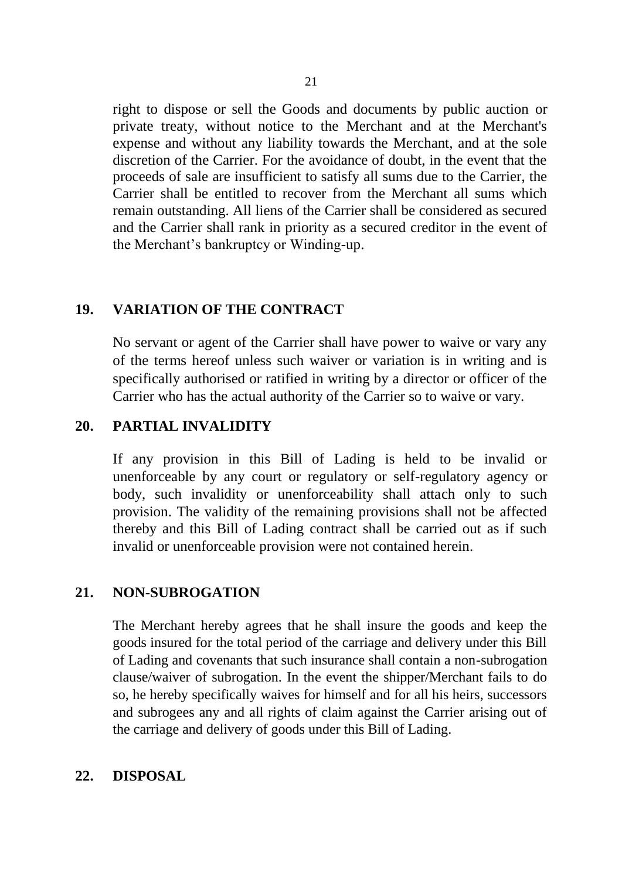right to dispose or sell the Goods and documents by public auction or private treaty, without notice to the Merchant and at the Merchant's expense and without any liability towards the Merchant, and at the sole discretion of the Carrier. For the avoidance of doubt, in the event that the proceeds of sale are insufficient to satisfy all sums due to the Carrier, the Carrier shall be entitled to recover from the Merchant all sums which remain outstanding. All liens of the Carrier shall be considered as secured and the Carrier shall rank in priority as a secured creditor in the event of the Merchant's bankruptcy or Winding-up.

## 19. VARIATION OF THE CONTRACT

No servant or agent of the Carrier shall have power to waive or vary any of the terms hereof unless such waiver or variation is in writing and is specifically authorised or ratified in writing by a director or officer of the Carrier who has the actual authority of the Carrier so to waive or vary.

## 20. PARTIAL INVALIDITY

If any provision in this Bill of Lading is held to be invalid or unenforceable by any court or regulatory or self-regulatory agency or body, such invalidity or unenforceability shall attach only to such provision. The validity of the remaining provisions shall not be affected thereby and this Bill of Lading contract shall be carried out as if such invalid or unenforceable provision were not contained herein.

## 21. NON-SUBROGATION

The Merchant hereby agrees that he shall insure the goods and keep the goods insured for the total period of the carriage and delivery under this Bill of Lading and covenants that such insurance shall contain a non-subrogation clause/waiver of subrogation. In the event the shipper/Merchant fails to do so, he hereby specifically waives for himself and for all his heirs, successors and subrogees any and all rights of claim against the Carrier arising out of the carriage and delivery of goods under this Bill of Lading.

## 22. DISPOSAL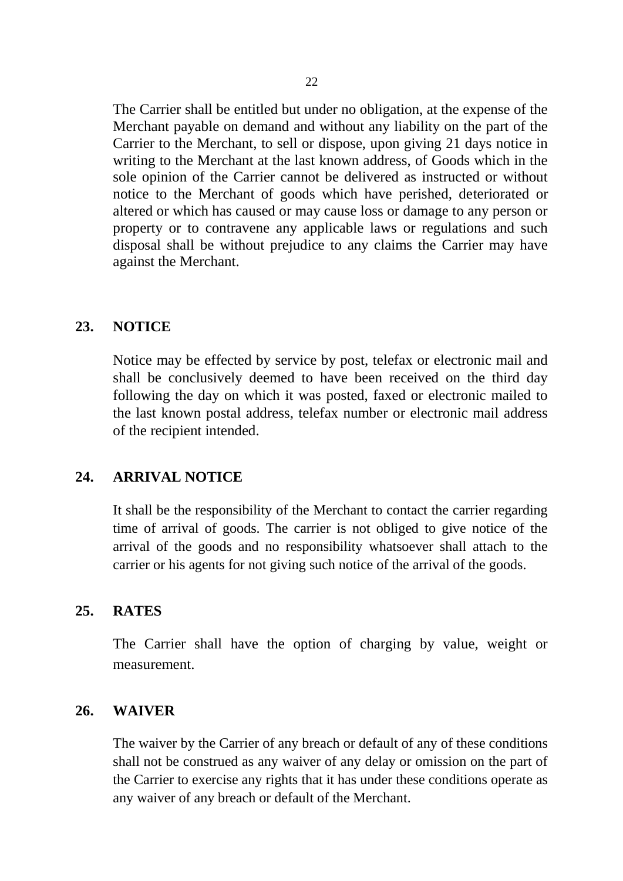The Carrier shall be entitled but under no obligation, at the expense of the Merchant payable on demand and without any liability on the part of the Carrier to the Merchant, to sell or dispose, upon giving 21 days notice in writing to the Merchant at the last known address, of Goods which in the sole opinion of the Carrier cannot be delivered as instructed or without notice to the Merchant of goods which have perished, deteriorated or altered or which has caused or may cause loss or damage to any person or property or to contravene any applicable laws or regulations and such disposal shall be without prejudice to any claims the Carrier may have against the Merchant.

## 23. NOTICE

Notice may be effected by service by post, telefax or electronic mail and shall be conclusively deemed to have been received on the third day following the day on which it was posted, faxed or electronic mailed to the last known postal address, telefax number or electronic mail address of the recipient intended.

## 24. ARRIVAL NOTICE

It shall be the responsibility of the Merchant to contact the carrier regarding time of arrival of goods. The carrier is not obliged to give notice of the arrival of the goods and no responsibility whatsoever shall attach to the carrier or his agents for not giving such notice of the arrival of the goods.

## 25. RATES

The Carrier shall have the option of charging by value, weight or measurement.

## 26. WAIVER

The waiver by the Carrier of any breach or default of any of these conditions shall not be construed as any waiver of any delay or omission on the part of the Carrier to exercise any rights that it has under these conditions operate as any waiver of any breach or default of the Merchant.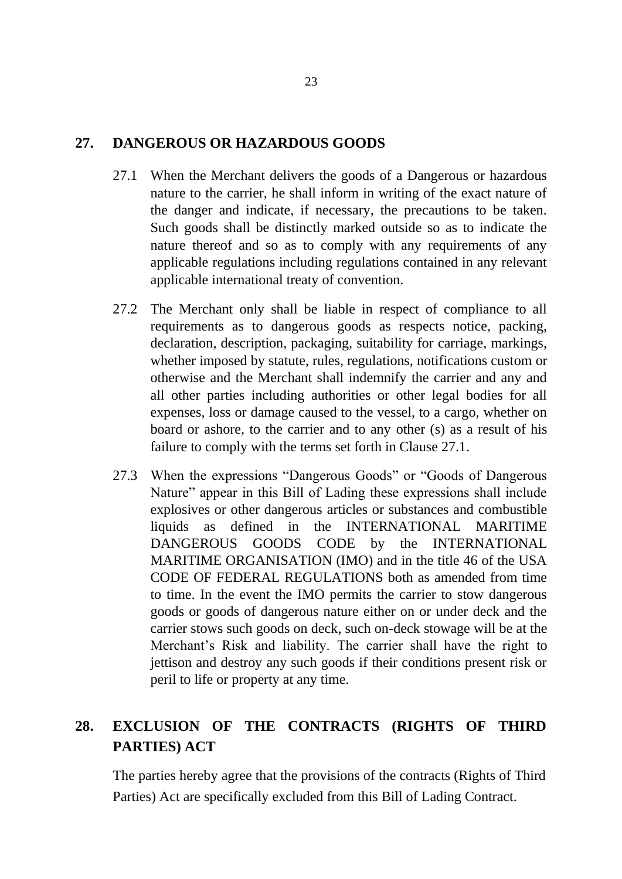## 27. DANGEROUS OR HAZARDOUS GOODS

27.1 When the Merchant delivers the goods of a Dangerous or hazardous nature to the carrier, he shall inform in writing of the exact nature of the danger and indicate, if necessary, the precautions to be taken. Such goods shall be distinctly marked outside so as to indicate the nature thereof and so as to comply with any requirements of any applicable regulations including regulations contained in any relevant applicable international treaty of convention.

27.2 The Merchant only shall be liable in respect of compliance to all requirements as to dangerous goods as respects notice, packing, declaration, description, packaging, suitability for carriage, markings, whether imposed by statute, rules, regulations, notifications custom or otherwise and the Merchant shall indemnify the carrier and any and all other parties including authorities or other legal bodies for all expenses, loss or damage caused to the vessel, to a cargo, whether on board or ashore, to the carrier and to any other (s) as a result of his failure to comply with the terms set forth in Clause 27.1.

27.3 When the expressions "Dangerous Goods" or "Goods of Dangerous Nature" appear in this Bill of Lading these expressions shall include explosives or other dangerous articles or substances and combustible liquids as defined in the INTERNATIONAL MARITIME DANGEROUS GOODS CODE by the INTERNATIONAL MARITIME ORGANISATION (IMO) and in the title 46 of the USA CODE OF FEDERAL REGULATIONS both as amended from time to time. In the event the IMO permits the carrier to stow dangerous goods or goods of dangerous nature either on or under deck and the carrier stows such goods on deck, such on-deck stowage will be at the Merchant's Risk and liability. The carrier shall have the right to jettison and destroy any such goods if their conditions present risk or peril to life or property at any time.

## 28. EXCLUSION OF THE CONTRACTS (RIGHTS OF THIRD PARTIES) ACT

The parties hereby agree that the provisions of the contracts (Rights of Third Parties) Act are specifically excluded from this Bill of Lading Contract.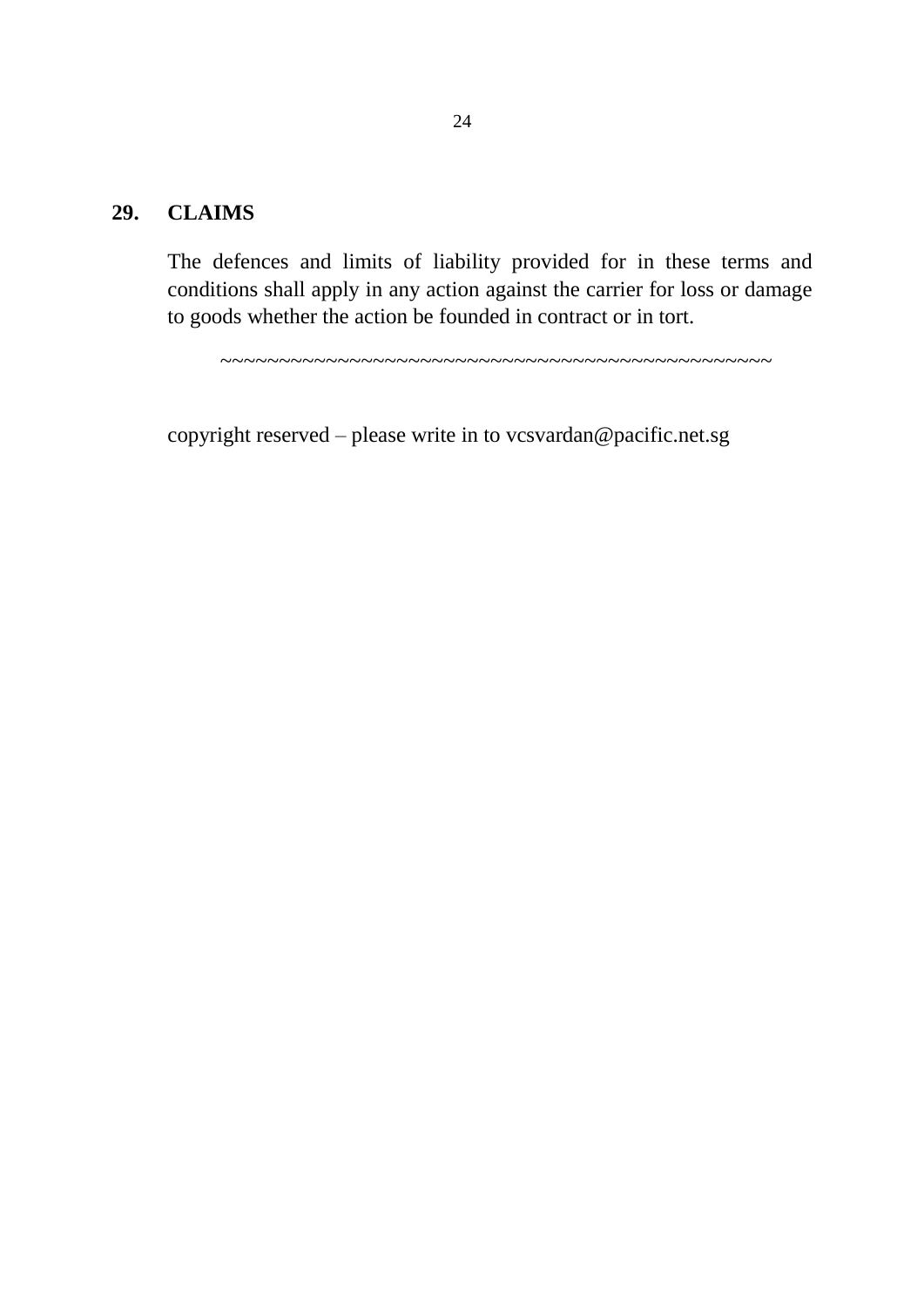## 29. CLAIMS

The defences and limits of liability provided for in these terms and conditions shall apply in any action against the carrier for loss or damage to goods whether the action be founded in contract or in tort.

~~~~~~~~~~~~~~~~~~~~~~~~~~~~~~~~~~~~~~~~~~~~~~~~~~~~~~~~

copyright reserved – please write in to vcsvardan@pacific.net.sg